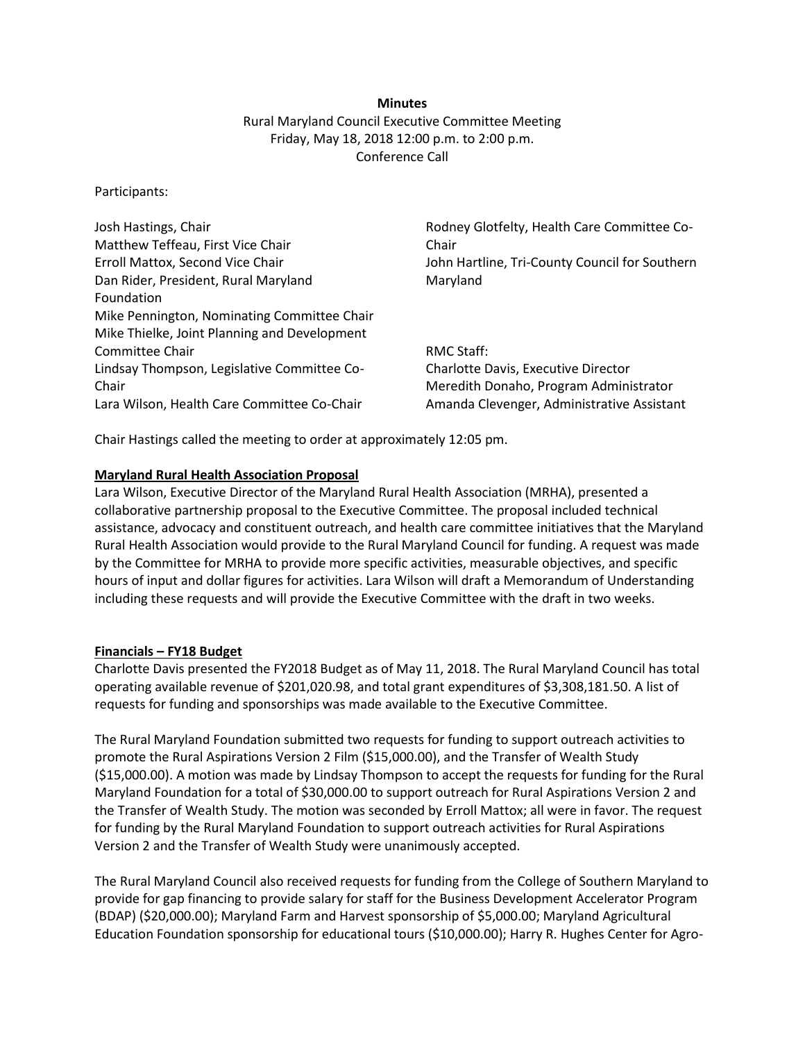**Minutes**

Rural Maryland Council Executive Committee Meeting
Friday, May 18, 2018 12:00 p.m. to 2:00 p.m.
Conference Call

Participants:

Josh Hastings, Chair
Matthew Teffeau, First Vice Chair
Erroll Mattox, Second Vice Chair
Dan Rider, President, Rural Maryland Foundation
Mike Pennington, Nominating Committee Chair
Mike Thielke, Joint Planning and Development Committee Chair
Lindsay Thompson, Legislative Committee Co-Chair
Lara Wilson, Health Care Committee Co-Chair
Rodney Glotfelty, Health Care Committee Co-Chair
John Hartline, Tri-County Council for Southern Maryland

RMC Staff:
Charlotte Davis, Executive Director
Meredith Donaho, Program Administrator
Amanda Clevenger, Administrative Assistant

Chair Hastings called the meeting to order at approximately 12:05 pm.

**Maryland Rural Health Association Proposal**

Lara Wilson, Executive Director of the Maryland Rural Health Association (MRHA), presented a collaborative partnership proposal to the Executive Committee. The proposal included technical assistance, advocacy and constituent outreach, and health care committee initiatives that the Maryland Rural Health Association would provide to the Rural Maryland Council for funding. A request was made by the Committee for MRHA to provide more specific activities, measurable objectives, and specific hours of input and dollar figures for activities. Lara Wilson will draft a Memorandum of Understanding including these requests and will provide the Executive Committee with the draft in two weeks.

**Financials – FY18 Budget**

Charlotte Davis presented the FY2018 Budget as of May 11, 2018. The Rural Maryland Council has total operating available revenue of $201,020.98, and total grant expenditures of $3,308,181.50. A list of requests for funding and sponsorships was made available to the Executive Committee.

The Rural Maryland Foundation submitted two requests for funding to support outreach activities to promote the Rural Aspirations Version 2 Film ($15,000.00), and the Transfer of Wealth Study ($15,000.00). A motion was made by Lindsay Thompson to accept the requests for funding for the Rural Maryland Foundation for a total of $30,000.00 to support outreach for Rural Aspirations Version 2 and the Transfer of Wealth Study. The motion was seconded by Erroll Mattox; all were in favor. The request for funding by the Rural Maryland Foundation to support outreach activities for Rural Aspirations Version 2 and the Transfer of Wealth Study were unanimously accepted.

The Rural Maryland Council also received requests for funding from the College of Southern Maryland to provide for gap financing to provide salary for staff for the Business Development Accelerator Program (BDAP) ($20,000.00); Maryland Farm and Harvest sponsorship of $5,000.00; Maryland Agricultural Education Foundation sponsorship for educational tours ($10,000.00); Harry R. Hughes Center for Agro-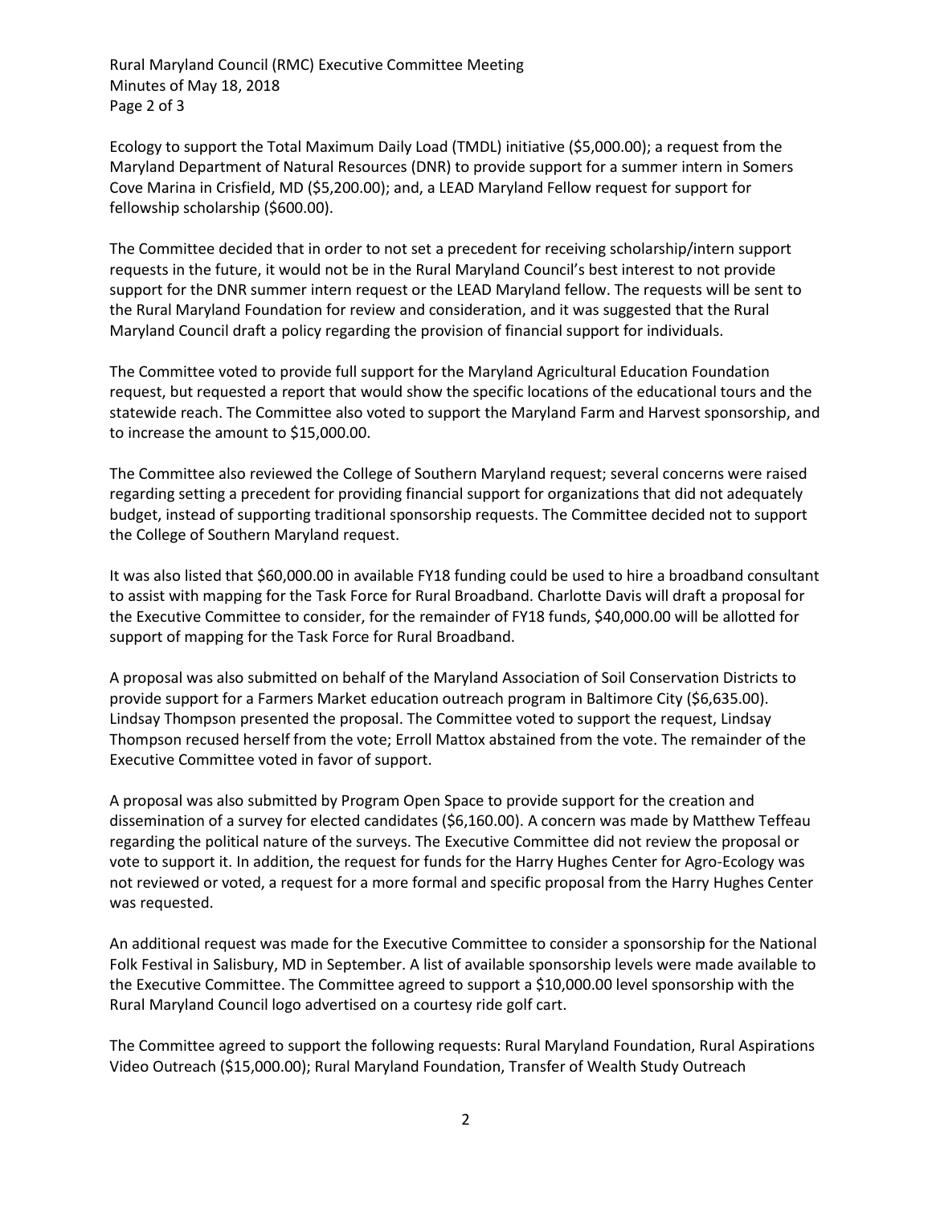Ecology to support the Total Maximum Daily Load (TMDL) initiative ($5,000.00); a request from the Maryland Department of Natural Resources (DNR) to provide support for a summer intern in Somers Cove Marina in Crisfield, MD ($5,200.00); and, a LEAD Maryland Fellow request for support for fellowship scholarship ($600.00).

The Committee decided that in order to not set a precedent for receiving scholarship/intern support requests in the future, it would not be in the Rural Maryland Council's best interest to not provide support for the DNR summer intern request or the LEAD Maryland fellow. The requests will be sent to the Rural Maryland Foundation for review and consideration, and it was suggested that the Rural Maryland Council draft a policy regarding the provision of financial support for individuals.

The Committee voted to provide full support for the Maryland Agricultural Education Foundation request, but requested a report that would show the specific locations of the educational tours and the statewide reach. The Committee also voted to support the Maryland Farm and Harvest sponsorship, and to increase the amount to $15,000.00.

The Committee also reviewed the College of Southern Maryland request; several concerns were raised regarding setting a precedent for providing financial support for organizations that did not adequately budget, instead of supporting traditional sponsorship requests. The Committee decided not to support the College of Southern Maryland request.

It was also listed that $60,000.00 in available FY18 funding could be used to hire a broadband consultant to assist with mapping for the Task Force for Rural Broadband. Charlotte Davis will draft a proposal for the Executive Committee to consider, for the remainder of FY18 funds, $40,000.00 will be allotted for support of mapping for the Task Force for Rural Broadband.

A proposal was also submitted on behalf of the Maryland Association of Soil Conservation Districts to provide support for a Farmers Market education outreach program in Baltimore City ($6,635.00). Lindsay Thompson presented the proposal. The Committee voted to support the request, Lindsay Thompson recused herself from the vote; Erroll Mattox abstained from the vote. The remainder of the Executive Committee voted in favor of support.

A proposal was also submitted by Program Open Space to provide support for the creation and dissemination of a survey for elected candidates ($6,160.00). A concern was made by Matthew Teffeau regarding the political nature of the surveys. The Executive Committee did not review the proposal or vote to support it. In addition, the request for funds for the Harry Hughes Center for Agro-Ecology was not reviewed or voted, a request for a more formal and specific proposal from the Harry Hughes Center was requested.

An additional request was made for the Executive Committee to consider a sponsorship for the National Folk Festival in Salisbury, MD in September. A list of available sponsorship levels were made available to the Executive Committee. The Committee agreed to support a $10,000.00 level sponsorship with the Rural Maryland Council logo advertised on a courtesy ride golf cart.

The Committee agreed to support the following requests: Rural Maryland Foundation, Rural Aspirations Video Outreach ($15,000.00); Rural Maryland Foundation, Transfer of Wealth Study Outreach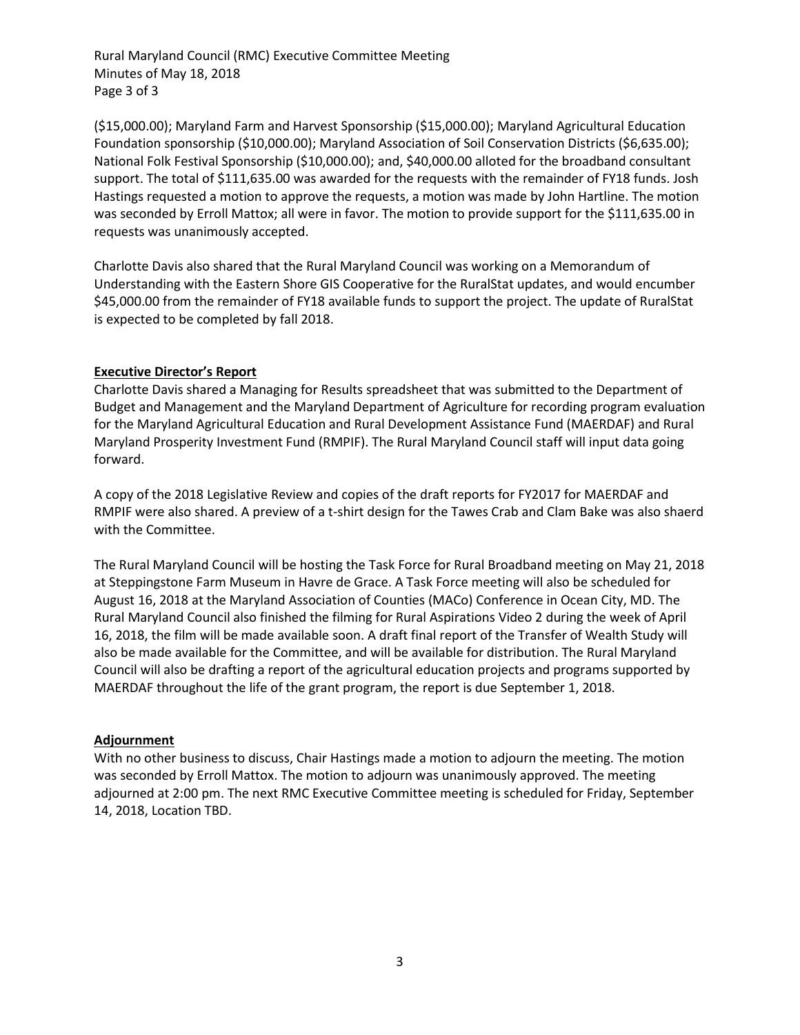($15,000.00); Maryland Farm and Harvest Sponsorship ($15,000.00); Maryland Agricultural Education Foundation sponsorship ($10,000.00); Maryland Association of Soil Conservation Districts ($6,635.00); National Folk Festival Sponsorship ($10,000.00); and, $40,000.00 alloted for the broadband consultant support. The total of $111,635.00 was awarded for the requests with the remainder of FY18 funds. Josh Hastings requested a motion to approve the requests, a motion was made by John Hartline. The motion was seconded by Erroll Mattox; all were in favor. The motion to provide support for the $111,635.00 in requests was unanimously accepted.

Charlotte Davis also shared that the Rural Maryland Council was working on a Memorandum of Understanding with the Eastern Shore GIS Cooperative for the RuralStat updates, and would encumber $45,000.00 from the remainder of FY18 available funds to support the project. The update of RuralStat is expected to be completed by fall 2018.

**Executive Director's Report**

Charlotte Davis shared a Managing for Results spreadsheet that was submitted to the Department of Budget and Management and the Maryland Department of Agriculture for recording program evaluation for the Maryland Agricultural Education and Rural Development Assistance Fund (MAERDAF) and Rural Maryland Prosperity Investment Fund (RMPIF). The Rural Maryland Council staff will input data going forward.

A copy of the 2018 Legislative Review and copies of the draft reports for FY2017 for MAERDAF and RMPIF were also shared. A preview of a t-shirt design for the Tawes Crab and Clam Bake was also shaerd with the Committee.

The Rural Maryland Council will be hosting the Task Force for Rural Broadband meeting on May 21, 2018 at Steppingstone Farm Museum in Havre de Grace. A Task Force meeting will also be scheduled for August 16, 2018 at the Maryland Association of Counties (MACo) Conference in Ocean City, MD. The Rural Maryland Council also finished the filming for Rural Aspirations Video 2 during the week of April 16, 2018, the film will be made available soon. A draft final report of the Transfer of Wealth Study will also be made available for the Committee, and will be available for distribution. The Rural Maryland Council will also be drafting a report of the agricultural education projects and programs supported by MAERDAF throughout the life of the grant program, the report is due September 1, 2018.

**Adjournment**

With no other business to discuss, Chair Hastings made a motion to adjourn the meeting. The motion was seconded by Erroll Mattox. The motion to adjourn was unanimously approved. The meeting adjourned at 2:00 pm. The next RMC Executive Committee meeting is scheduled for Friday, September 14, 2018, Location TBD.